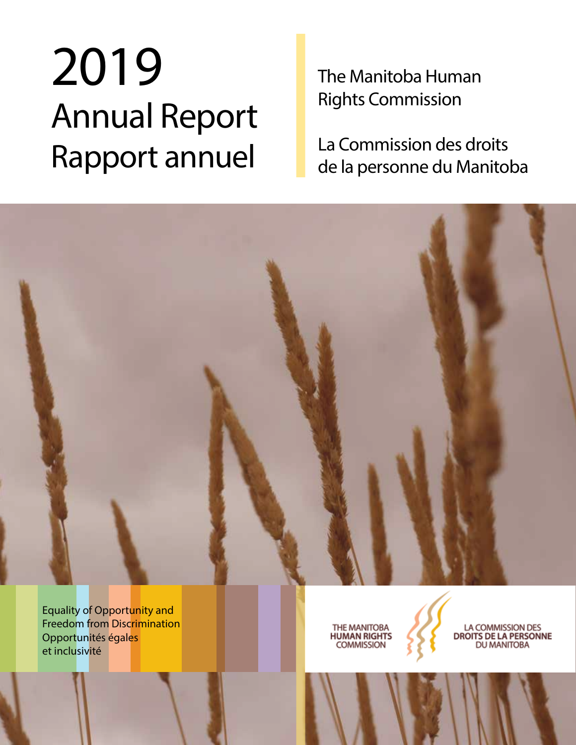# 2019 Annual Report
# Rapport annuel

The Manitoba Human Rights Commission

La Commission des droits de la personne du Manitoba

Equality of Opportunity and Freedom from Discrimination
Opportunités égales et inclusivité

THE MANITOBA HUMAN RIGHTS COMMISSION

LA COMMISSION DES DROITS DE LA PERSONNE DU MANITOBA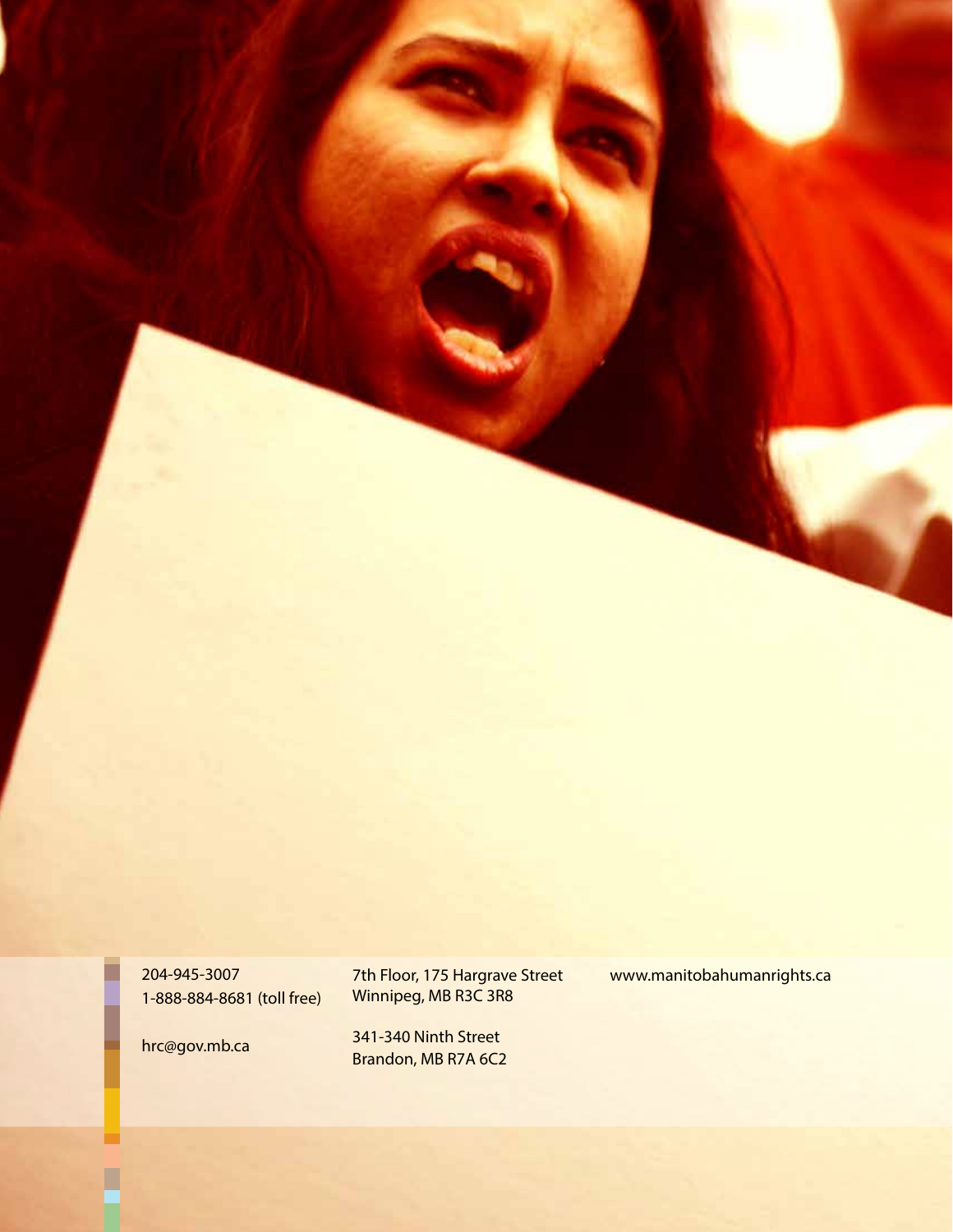204-945-3007
1-888-884-8681 (toll free)

hrc@gov.mb.ca

7th Floor, 175 Hargrave Street
Winnipeg, MB R3C 3R8

341-340 Ninth Street
Brandon, MB R7A 6C2

www.manitobahumanrights.ca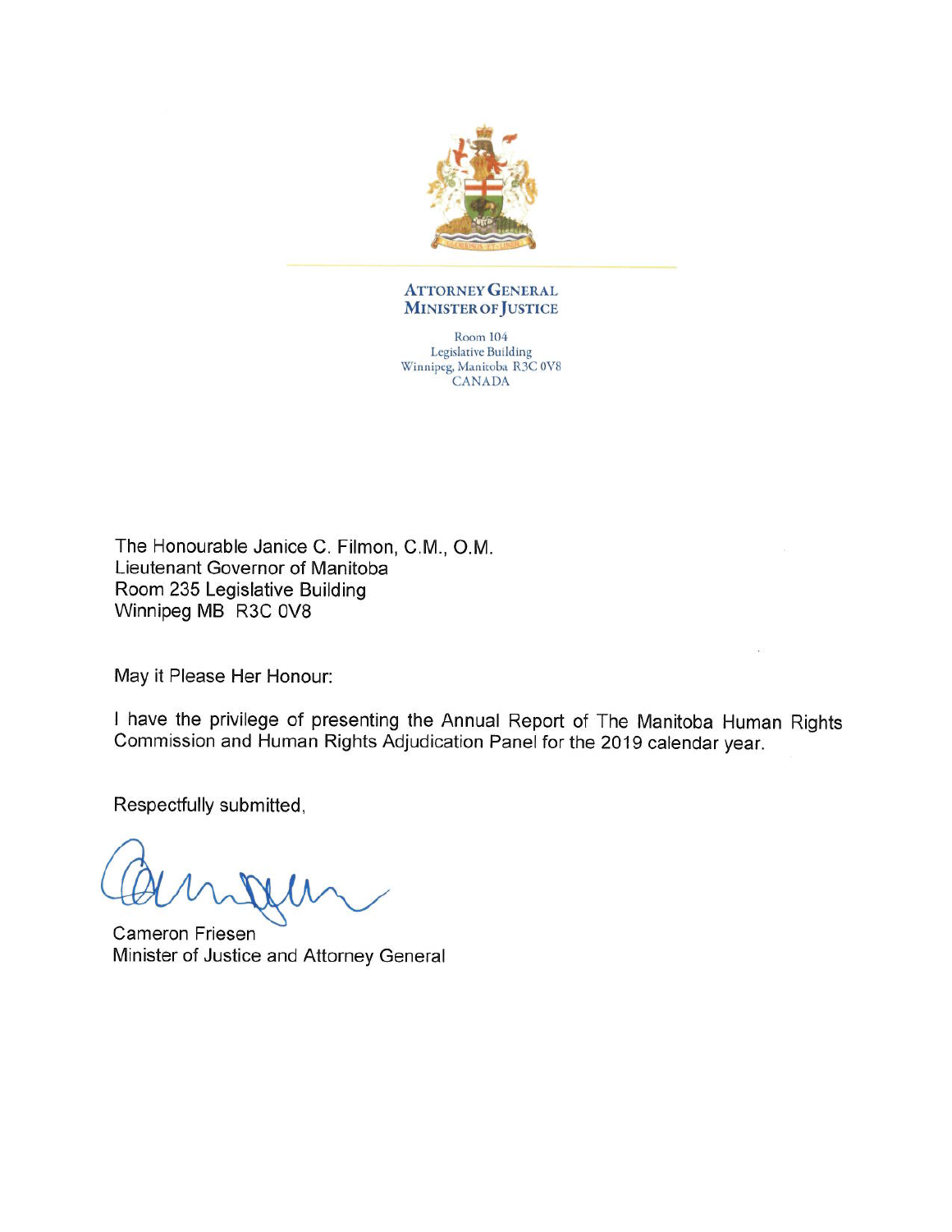**ATTORNEY GENERAL**
**MINISTER OF JUSTICE**

Room 104
Legislative Building
Winnipeg, Manitoba R3C 0V8
CANADA

The Honourable Janice C. Filmon, C.M., O.M.
Lieutenant Governor of Manitoba
Room 235 Legislative Building
Winnipeg MB R3C 0V8

May it Please Her Honour:

I have the privilege of presenting the Annual Report of The Manitoba Human Rights Commission and Human Rights Adjudication Panel for the 2019 calendar year.

Respectfully submitted,

Cameron Friesen
Minister of Justice and Attorney General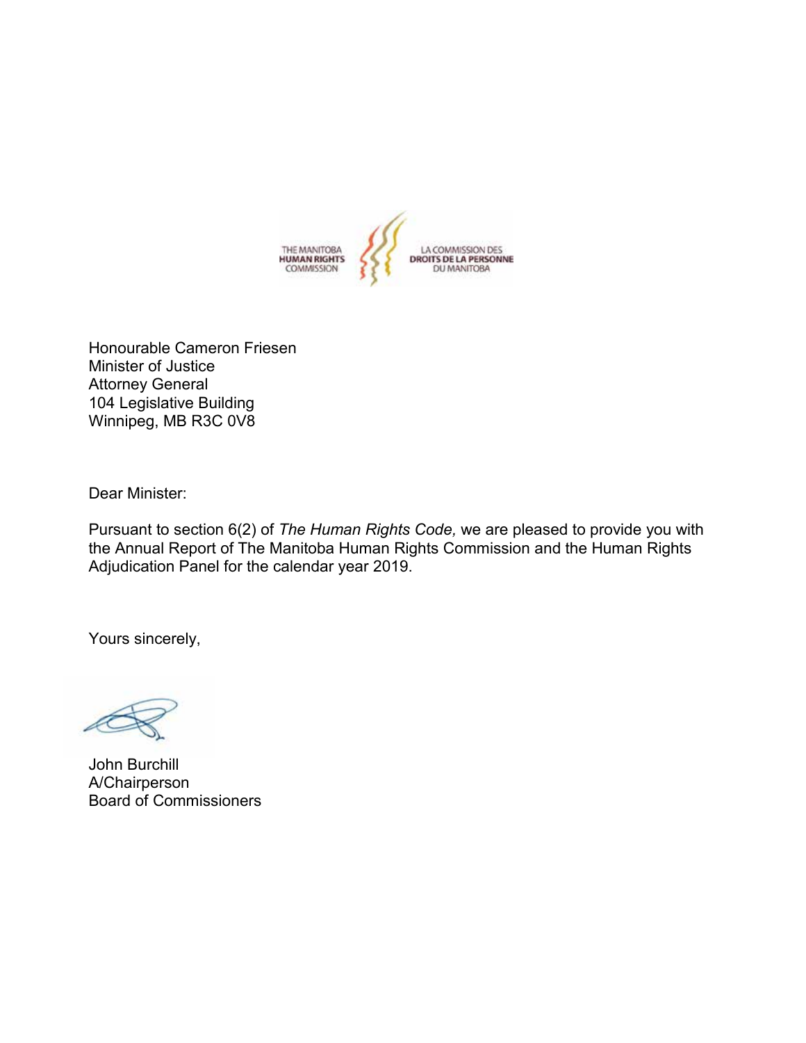THE MANITOBA HUMAN RIGHTS COMMISSION

LA COMMISSION DES DROITS DE LA PERSONNE DU MANITOBA

Honourable Cameron Friesen
Minister of Justice
Attorney General
104 Legislative Building
Winnipeg, MB R3C 0V8

Dear Minister:

Pursuant to section 6(2) of *The Human Rights Code,* we are pleased to provide you with the Annual Report of The Manitoba Human Rights Commission and the Human Rights Adjudication Panel for the calendar year 2019.

Yours sincerely,

John Burchill
A/Chairperson
Board of Commissioners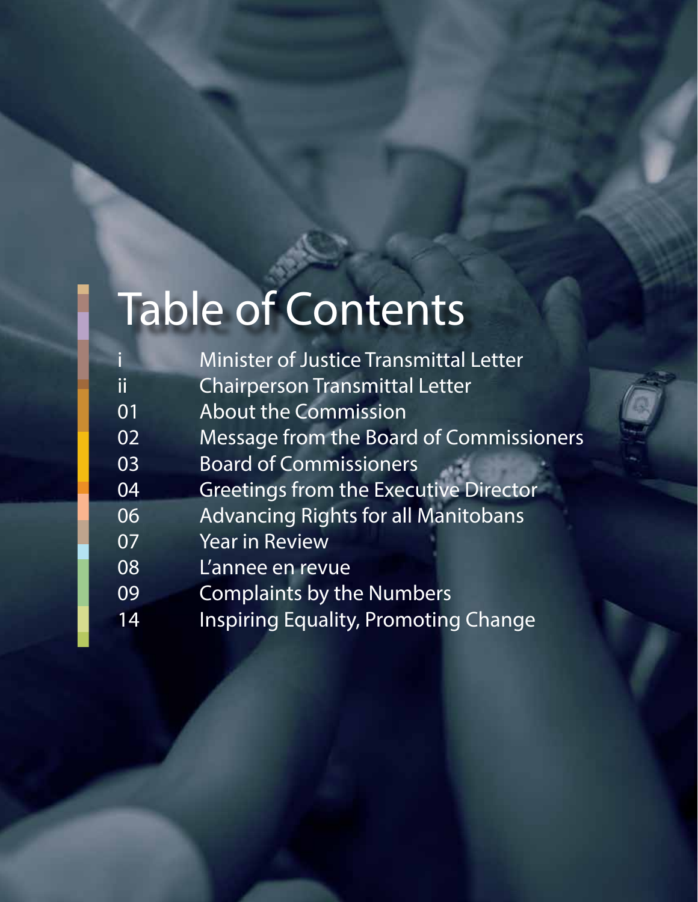# Table of Contents

| | |
|---|---|
| i | Minister of Justice Transmittal Letter |
| ii | Chairperson Transmittal Letter |
| 01 | About the Commission |
| 02 | Message from the Board of Commissioners |
| 03 | Board of Commissioners |
| 04 | Greetings from the Executive Director |
| 06 | Advancing Rights for all Manitobans |
| 07 | Year in Review |
| 08 | L'annee en revue |
| 09 | Complaints by the Numbers |
| 14 | Inspiring Equality, Promoting Change |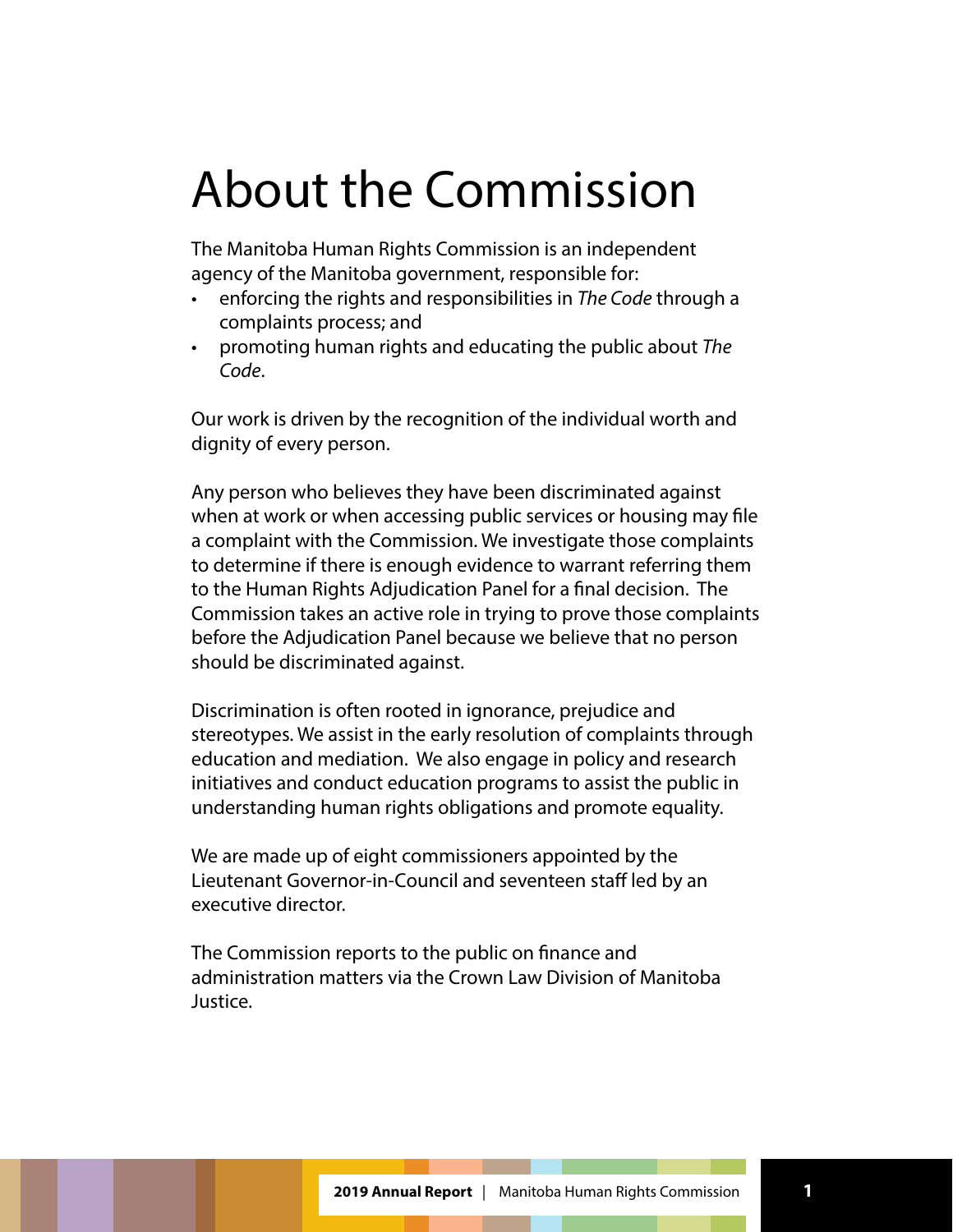# About the Commission

The Manitoba Human Rights Commission is an independent agency of the Manitoba government, responsible for:

- enforcing the rights and responsibilities in *The Code* through a complaints process; and
- promoting human rights and educating the public about *The Code*.

Our work is driven by the recognition of the individual worth and dignity of every person.

Any person who believes they have been discriminated against when at work or when accessing public services or housing may file a complaint with the Commission. We investigate those complaints to determine if there is enough evidence to warrant referring them to the Human Rights Adjudication Panel for a final decision. The Commission takes an active role in trying to prove those complaints before the Adjudication Panel because we believe that no person should be discriminated against.

Discrimination is often rooted in ignorance, prejudice and stereotypes. We assist in the early resolution of complaints through education and mediation. We also engage in policy and research initiatives and conduct education programs to assist the public in understanding human rights obligations and promote equality.

We are made up of eight commissioners appointed by the Lieutenant Governor-in-Council and seventeen staff led by an executive director.

The Commission reports to the public on finance and administration matters via the Crown Law Division of Manitoba Justice.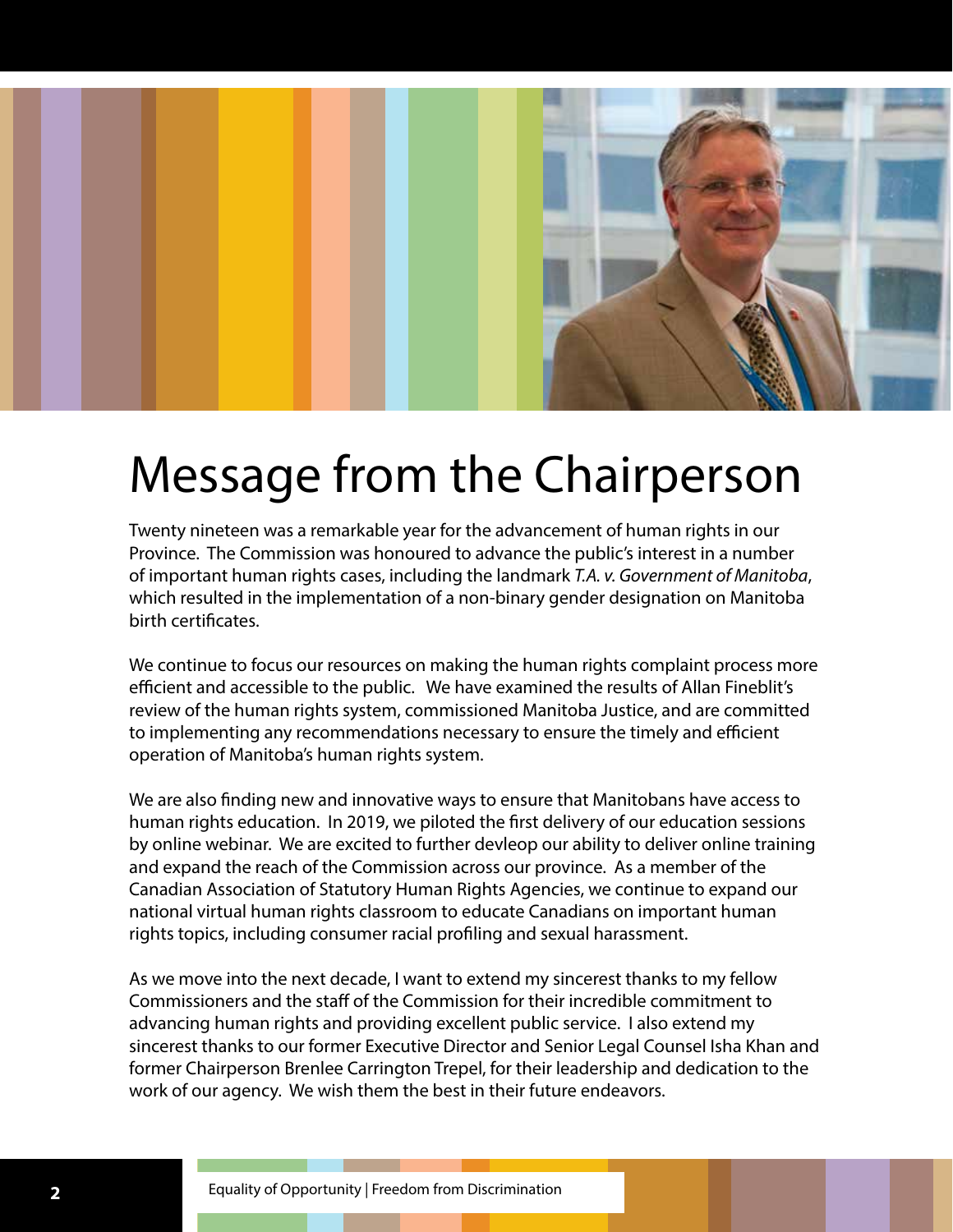# Message from the Chairperson

Twenty nineteen was a remarkable year for the advancement of human rights in our Province. The Commission was honoured to advance the public's interest in a number of important human rights cases, including the landmark *T.A. v. Government of Manitoba*, which resulted in the implementation of a non-binary gender designation on Manitoba birth certificates.

We continue to focus our resources on making the human rights complaint process more efficient and accessible to the public. We have examined the results of Allan Fineblit's review of the human rights system, commissioned Manitoba Justice, and are committed to implementing any recommendations necessary to ensure the timely and efficient operation of Manitoba's human rights system.

We are also finding new and innovative ways to ensure that Manitobans have access to human rights education. In 2019, we piloted the first delivery of our education sessions by online webinar. We are excited to further devleop our ability to deliver online training and expand the reach of the Commission across our province. As a member of the Canadian Association of Statutory Human Rights Agencies, we continue to expand our national virtual human rights classroom to educate Canadians on important human rights topics, including consumer racial profiling and sexual harassment.

As we move into the next decade, I want to extend my sincerest thanks to my fellow Commissioners and the staff of the Commission for their incredible commitment to advancing human rights and providing excellent public service. I also extend my sincerest thanks to our former Executive Director and Senior Legal Counsel Isha Khan and former Chairperson Brenlee Carrington Trepel, for their leadership and dedication to the work of our agency. We wish them the best in their future endeavors.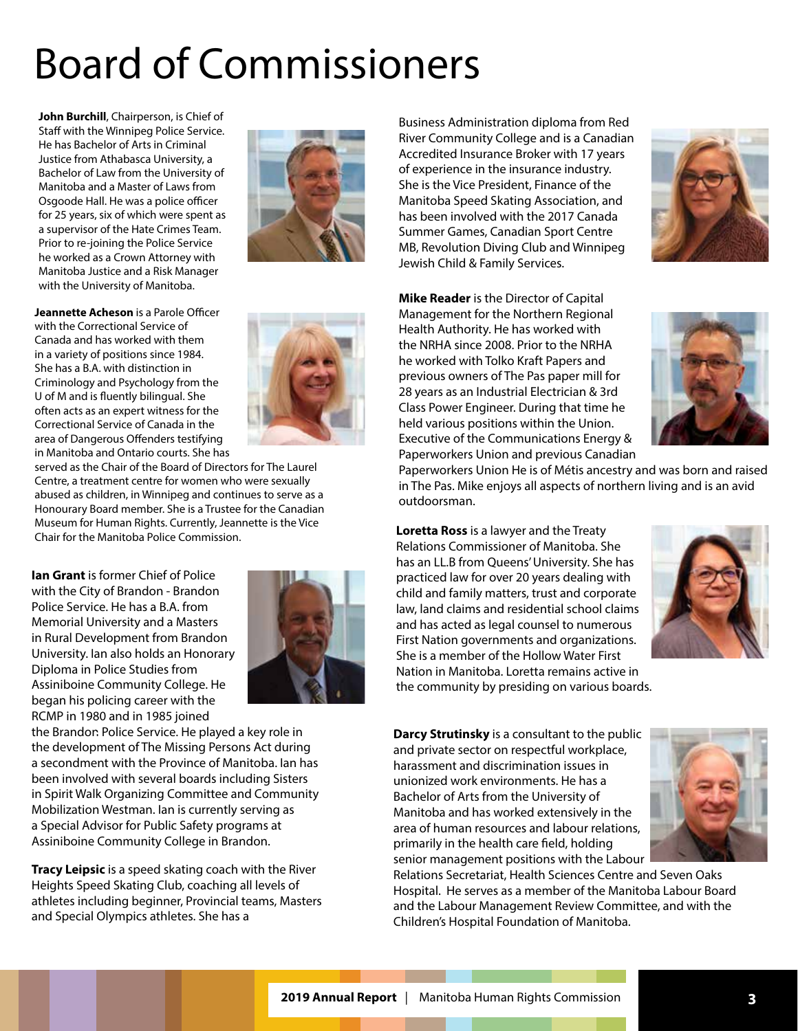# Board of Commissioners

**John Burchill**, Chairperson, is Chief of Staff with the Winnipeg Police Service. He has Bachelor of Arts in Criminal Justice from Athabasca University, a Bachelor of Law from the University of Manitoba and a Master of Laws from Osgoode Hall. He was a police officer for 25 years, six of which were spent as a supervisor of the Hate Crimes Team. Prior to re-joining the Police Service he worked as a Crown Attorney with Manitoba Justice and a Risk Manager with the University of Manitoba.

**Jeannette Acheson** is a Parole Officer with the Correctional Service of Canada and has worked with them in a variety of positions since 1984. She has a B.A. with distinction in Criminology and Psychology from the U of M and is fluently bilingual. She often acts as an expert witness for the Correctional Service of Canada in the area of Dangerous Offenders testifying in Manitoba and Ontario courts. She has served as the Chair of the Board of Directors for The Laurel Centre, a treatment centre for women who were sexually abused as children, in Winnipeg and continues to serve as a Honourary Board member. She is a Trustee for the Canadian Museum for Human Rights. Currently, Jeannette is the Vice Chair for the Manitoba Police Commission.

**Ian Grant** is former Chief of Police with the City of Brandon - Brandon Police Service. He has a B.A. from Memorial University and a Masters in Rural Development from Brandon University. Ian also holds an Honorary Diploma in Police Studies from Assiniboine Community College. He began his policing career with the RCMP in 1980 and in 1985 joined the Brandon Police Service. He played a key role in the development of The Missing Persons Act during a secondment with the Province of Manitoba. Ian has been involved with several boards including Sisters in Spirit Walk Organizing Committee and Community Mobilization Westman. Ian is currently serving as a Special Advisor for Public Safety programs at Assiniboine Community College in Brandon.

**Tracy Leipsic** is a speed skating coach with the River Heights Speed Skating Club, coaching all levels of athletes including beginner, Provincial teams, Masters and Special Olympics athletes. She has a Business Administration diploma from Red River Community College and is a Canadian Accredited Insurance Broker with 17 years of experience in the insurance industry. She is the Vice President, Finance of the Manitoba Speed Skating Association, and has been involved with the 2017 Canada Summer Games, Canadian Sport Centre MB, Revolution Diving Club and Winnipeg Jewish Child & Family Services.

**Mike Reader** is the Director of Capital Management for the Northern Regional Health Authority. He has worked with the NRHA since 2008. Prior to the NRHA he worked with Tolko Kraft Papers and previous owners of The Pas paper mill for 28 years as an Industrial Electrician & 3rd Class Power Engineer. During that time he held various positions within the Union. Executive of the Communications Energy & Paperworkers Union and previous Canadian Paperworkers Union He is of Métis ancestry and was born and raised in The Pas. Mike enjoys all aspects of northern living and is an avid outdoorsman.

**Loretta Ross** is a lawyer and the Treaty Relations Commissioner of Manitoba. She has an LL.B from Queens' University. She has practiced law for over 20 years dealing with child and family matters, trust and corporate law, land claims and residential school claims and has acted as legal counsel to numerous First Nation governments and organizations. She is a member of the Hollow Water First Nation in Manitoba. Loretta remains active in the community by presiding on various boards.

**Darcy Strutinsky** is a consultant to the public and private sector on respectful workplace, harassment and discrimination issues in unionized work environments. He has a Bachelor of Arts from the University of Manitoba and has worked extensively in the area of human resources and labour relations, primarily in the health care field, holding senior management positions with the Labour Relations Secretariat, Health Sciences Centre and Seven Oaks Hospital. He serves as a member of the Manitoba Labour Board and the Labour Management Review Committee, and with the Children's Hospital Foundation of Manitoba.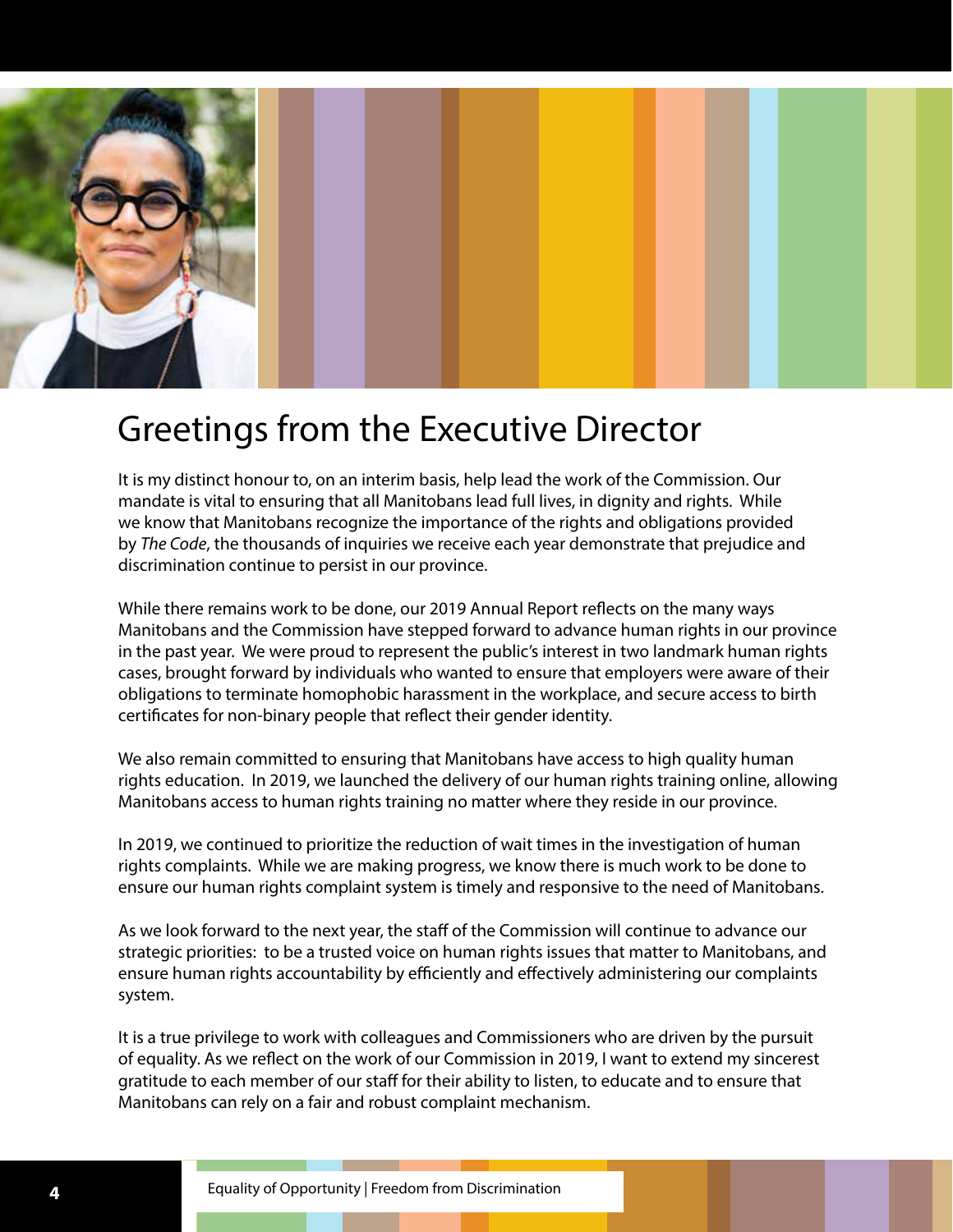# Greetings from the Executive Director

It is my distinct honour to, on an interim basis, help lead the work of the Commission. Our mandate is vital to ensuring that all Manitobans lead full lives, in dignity and rights. While we know that Manitobans recognize the importance of the rights and obligations provided by *The Code*, the thousands of inquiries we receive each year demonstrate that prejudice and discrimination continue to persist in our province.

While there remains work to be done, our 2019 Annual Report reflects on the many ways Manitobans and the Commission have stepped forward to advance human rights in our province in the past year. We were proud to represent the public's interest in two landmark human rights cases, brought forward by individuals who wanted to ensure that employers were aware of their obligations to terminate homophobic harassment in the workplace, and secure access to birth certificates for non-binary people that reflect their gender identity.

We also remain committed to ensuring that Manitobans have access to high quality human rights education. In 2019, we launched the delivery of our human rights training online, allowing Manitobans access to human rights training no matter where they reside in our province.

In 2019, we continued to prioritize the reduction of wait times in the investigation of human rights complaints. While we are making progress, we know there is much work to be done to ensure our human rights complaint system is timely and responsive to the need of Manitobans.

As we look forward to the next year, the staff of the Commission will continue to advance our strategic priorities: to be a trusted voice on human rights issues that matter to Manitobans, and ensure human rights accountability by efficiently and effectively administering our complaints system.

It is a true privilege to work with colleagues and Commissioners who are driven by the pursuit of equality. As we reflect on the work of our Commission in 2019, I want to extend my sincerest gratitude to each member of our staff for their ability to listen, to educate and to ensure that Manitobans can rely on a fair and robust complaint mechanism.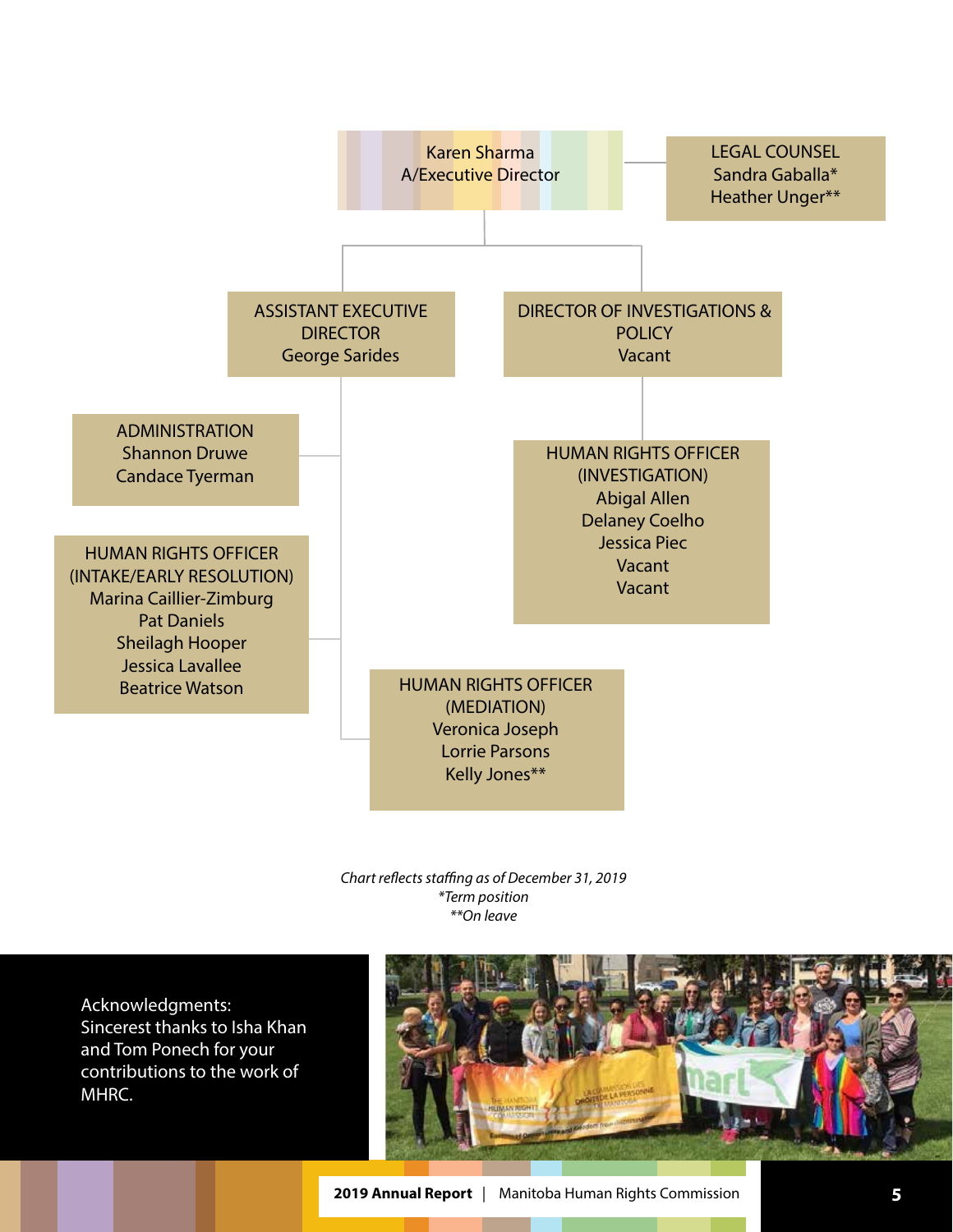Karen Sharma
A/Executive Director

LEGAL COUNSEL
Sandra Gaballa*
Heather Unger**

ASSISTANT EXECUTIVE DIRECTOR
George Sarides

DIRECTOR OF INVESTIGATIONS & POLICY
Vacant

ADMINISTRATION
Shannon Druwe
Candace Tyerman

HUMAN RIGHTS OFFICER (INVESTIGATION)
Abigal Allen
Delaney Coelho
Jessica Piec
Vacant
Vacant

HUMAN RIGHTS OFFICER (INTAKE/EARLY RESOLUTION)
Marina Caillier-Zimburg
Pat Daniels
Sheilagh Hooper
Jessica Lavallee
Beatrice Watson

HUMAN RIGHTS OFFICER (MEDIATION)
Veronica Joseph
Lorrie Parsons
Kelly Jones**

*Chart reflects staffing as of December 31, 2019*
**Term position*
***On leave*

Acknowledgments:
Sincerest thanks to Isha Khan and Tom Ponech for your contributions to the work of MHRC.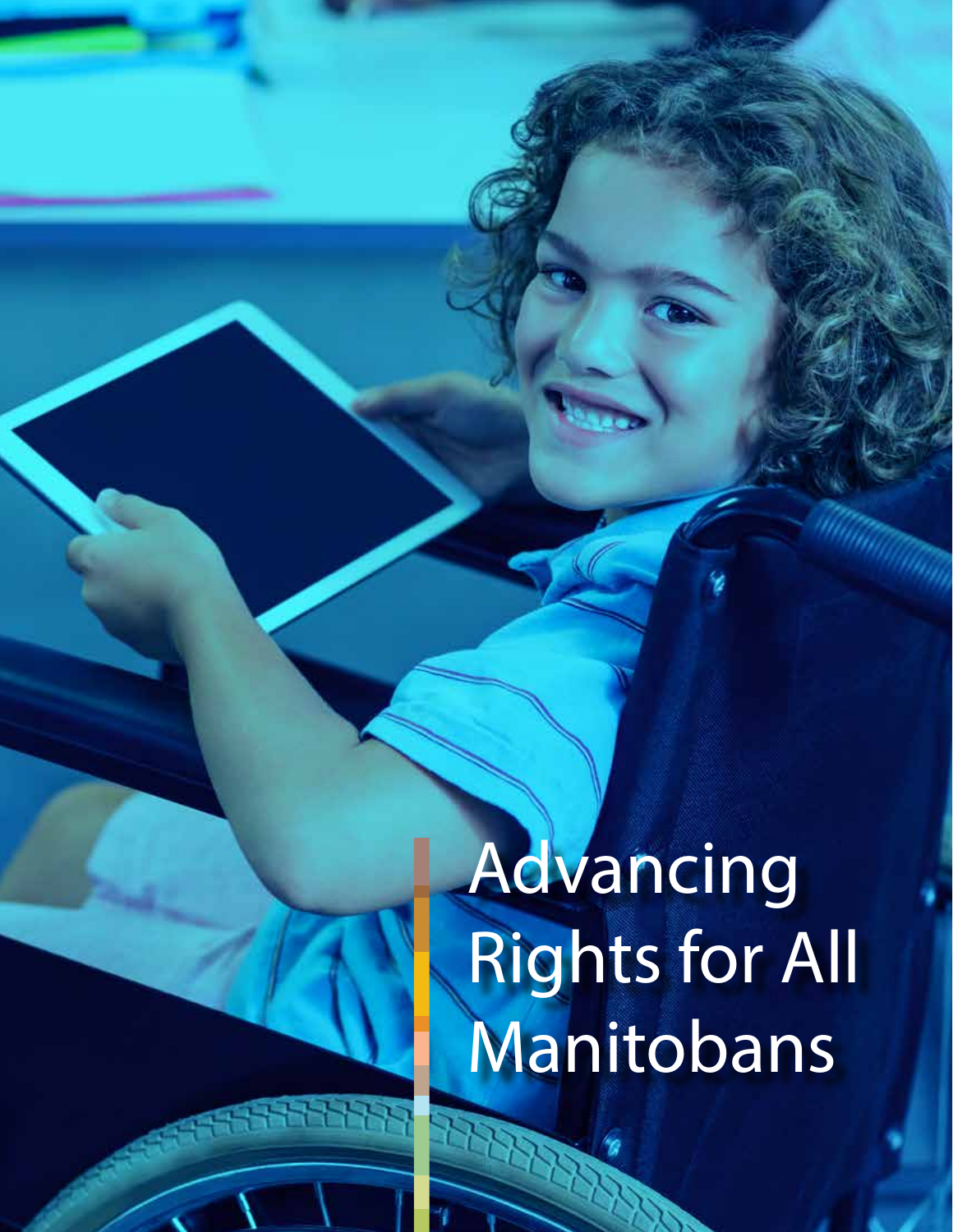# Advancing Rights for All Manitobans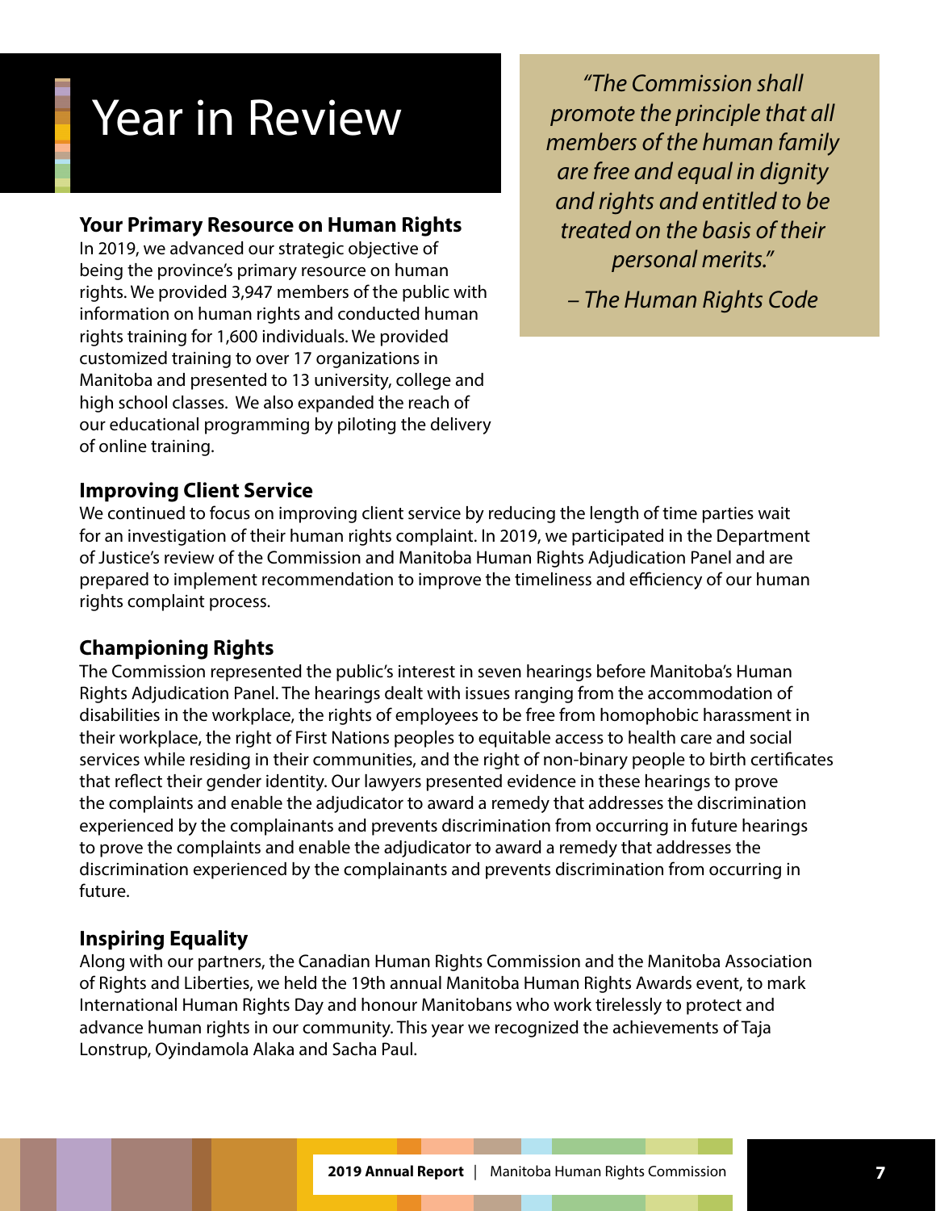# Year in Review

> *"The Commission shall promote the principle that all members of the human family are free and equal in dignity and rights and entitled to be treated on the basis of their personal merits."*
>
> *– The Human Rights Code*

### Your Primary Resource on Human Rights

In 2019, we advanced our strategic objective of being the province's primary resource on human rights. We provided 3,947 members of the public with information on human rights and conducted human rights training for 1,600 individuals. We provided customized training to over 17 organizations in Manitoba and presented to 13 university, college and high school classes. We also expanded the reach of our educational programming by piloting the delivery of online training.

### Improving Client Service

We continued to focus on improving client service by reducing the length of time parties wait for an investigation of their human rights complaint. In 2019, we participated in the Department of Justice's review of the Commission and Manitoba Human Rights Adjudication Panel and are prepared to implement recommendation to improve the timeliness and efficiency of our human rights complaint process.

### Championing Rights

The Commission represented the public's interest in seven hearings before Manitoba's Human Rights Adjudication Panel. The hearings dealt with issues ranging from the accommodation of disabilities in the workplace, the rights of employees to be free from homophobic harassment in their workplace, the right of First Nations peoples to equitable access to health care and social services while residing in their communities, and the right of non-binary people to birth certificates that reflect their gender identity. Our lawyers presented evidence in these hearings to prove the complaints and enable the adjudicator to award a remedy that addresses the discrimination experienced by the complainants and prevents discrimination from occurring in future hearings to prove the complaints and enable the adjudicator to award a remedy that addresses the discrimination experienced by the complainants and prevents discrimination from occurring in future.

### Inspiring Equality

Along with our partners, the Canadian Human Rights Commission and the Manitoba Association of Rights and Liberties, we held the 19th annual Manitoba Human Rights Awards event, to mark International Human Rights Day and honour Manitobans who work tirelessly to protect and advance human rights in our community. This year we recognized the achievements of Taja Lonstrup, Oyindamola Alaka and Sacha Paul.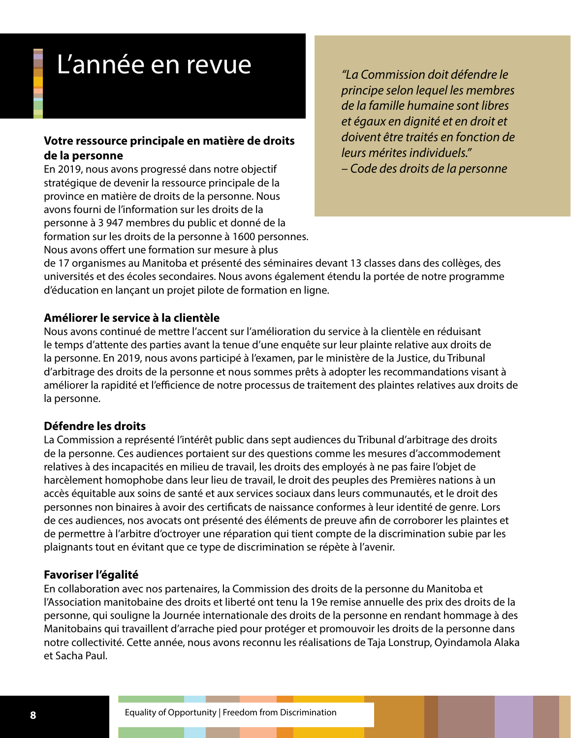# L’année en revue

*“La Commission doit défendre le principe selon lequel les membres de la famille humaine sont libres et égaux en dignité et en droit et doivent être traités en fonction de leurs mérites individuels.”*
*– Code des droits de la personne*

**Votre ressource principale en matière de droits de la personne**

En 2019, nous avons progressé dans notre objectif stratégique de devenir la ressource principale de la province en matière de droits de la personne. Nous avons fourni de l’information sur les droits de la personne à 3 947 membres du public et donné de la formation sur les droits de la personne à 1600 personnes. Nous avons offert une formation sur mesure à plus de 17 organismes au Manitoba et présenté des séminaires devant 13 classes dans des collèges, des universités et des écoles secondaires. Nous avons également étendu la portée de notre programme d’éducation en lançant un projet pilote de formation en ligne.

**Améliorer le service à la clientèle**

Nous avons continué de mettre l’accent sur l’amélioration du service à la clientèle en réduisant le temps d’attente des parties avant la tenue d’une enquête sur leur plainte relative aux droits de la personne. En 2019, nous avons participé à l’examen, par le ministère de la Justice, du Tribunal d’arbitrage des droits de la personne et nous sommes prêts à adopter les recommandations visant à améliorer la rapidité et l’efficience de notre processus de traitement des plaintes relatives aux droits de la personne.

**Défendre les droits**

La Commission a représenté l’intérêt public dans sept audiences du Tribunal d’arbitrage des droits de la personne. Ces audiences portaient sur des questions comme les mesures d’accommodement relatives à des incapacités en milieu de travail, les droits des employés à ne pas faire l’objet de harcèlement homophobe dans leur lieu de travail, le droit des peuples des Premières nations à un accès équitable aux soins de santé et aux services sociaux dans leurs communautés, et le droit des personnes non binaires à avoir des certificats de naissance conformes à leur identité de genre. Lors de ces audiences, nos avocats ont présenté des éléments de preuve afin de corroborer les plaintes et de permettre à l’arbitre d’octroyer une réparation qui tient compte de la discrimination subie par les plaignants tout en évitant que ce type de discrimination se répète à l’avenir.

**Favoriser l’égalité**

En collaboration avec nos partenaires, la Commission des droits de la personne du Manitoba et l’Association manitobaine des droits et liberté ont tenu la 19e remise annuelle des prix des droits de la personne, qui souligne la Journée internationale des droits de la personne en rendant hommage à des Manitobains qui travaillent d’arrache pied pour protéger et promouvoir les droits de la personne dans notre collectivité. Cette année, nous avons reconnu les réalisations de Taja Lonstrup, Oyindamola Alaka et Sacha Paul.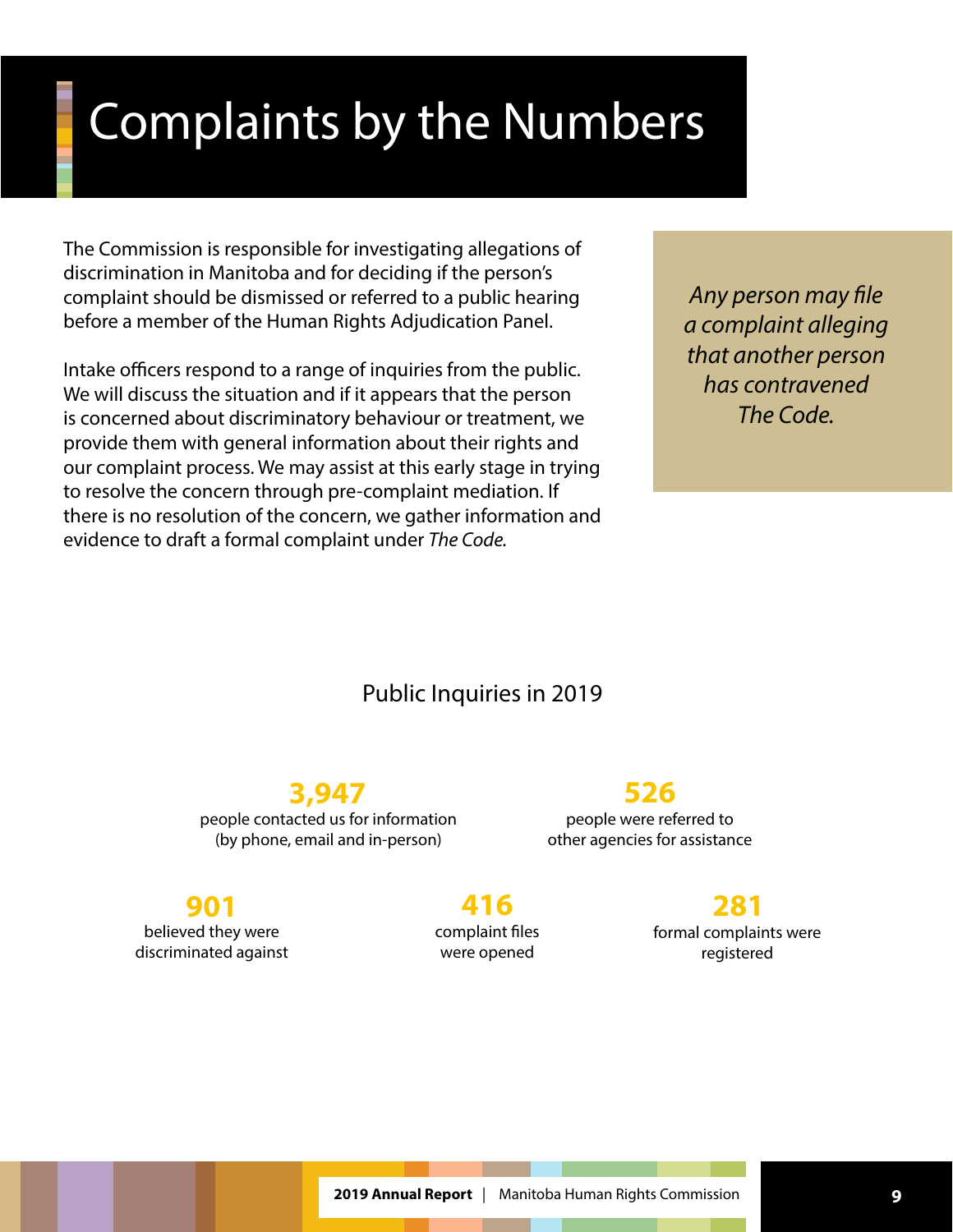# Complaints by the Numbers

The Commission is responsible for investigating allegations of discrimination in Manitoba and for deciding if the person's complaint should be dismissed or referred to a public hearing before a member of the Human Rights Adjudication Panel.

Intake officers respond to a range of inquiries from the public. We will discuss the situation and if it appears that the person is concerned about discriminatory behaviour or treatment, we provide them with general information about their rights and our complaint process. We may assist at this early stage in trying to resolve the concern through pre-complaint mediation. If there is no resolution of the concern, we gather information and evidence to draft a formal complaint under *The Code*.

*Any person may file a complaint alleging that another person has contravened The Code.*

## Public Inquiries in 2019

**3,947**
people contacted us for information (by phone, email and in-person)

**526**
people were referred to other agencies for assistance

**901**
believed they were discriminated against

**416**
complaint files were opened

**281**
formal complaints were registered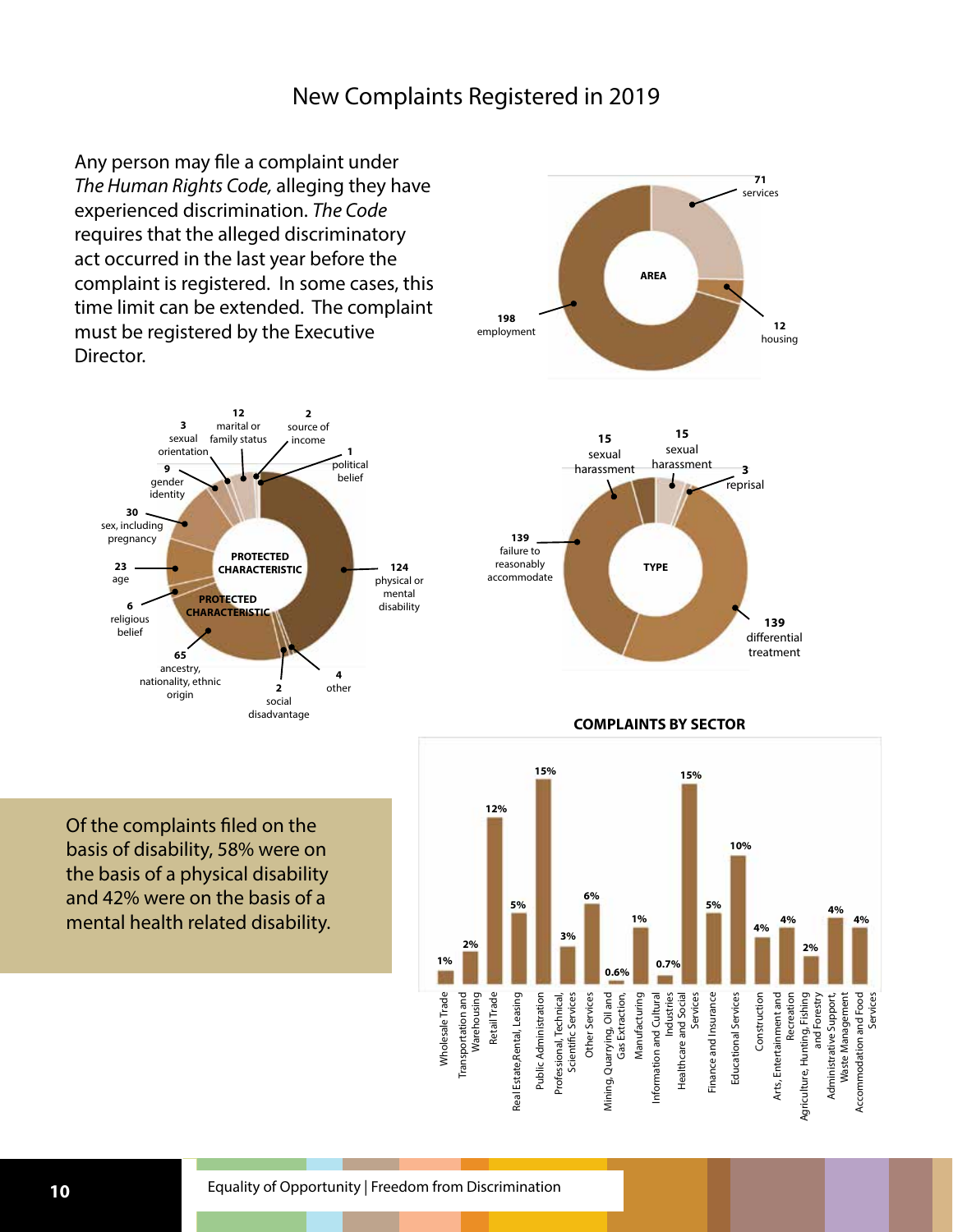# New Complaints Registered in 2019

Any person may file a complaint under *The Human Rights Code,* alleging they have experienced discrimination. *The Code* requires that the alleged discriminatory act occurred in the last year before the complaint is registered. In some cases, this time limit can be extended. The complaint must be registered by the Executive Director.

**AREA**

| Area | Number |
|---|---|
| employment | 198 |
| services | 71 |
| housing | 12 |

**PROTECTED CHARACTERISTIC**

| Protected Characteristic | Number |
|---|---|
| physical or mental disability | 124 |
| ancestry, nationality, ethnic origin | 65 |
| sex, including pregnancy | 30 |
| age | 23 |
| marital or family status | 12 |
| gender identity | 9 |
| religious belief | 6 |
| other | 4 |
| sexual orientation | 3 |
| source of income | 2 |
| social disadvantage | 2 |
| political belief | 1 |

**TYPE**

| Type | Number |
|---|---|
| failure to reasonably accommodate | 139 |
| differential treatment | 139 |
| sexual harassment | 15 |
| sexual harassment | 15 |
| reprisal | 3 |

Of the complaints filed on the basis of disability, 58% were on the basis of a physical disability and 42% were on the basis of a mental health related disability.

**COMPLAINTS BY SECTOR**

| Sector | Percentage |
|---|---|
| Wholesale Trade | 1% |
| Transportation and Warehousing | 2% |
| Retail Trade | 12% |
| Real Estate, Rental, Leasing | 5% |
| Public Administration | 15% |
| Professional, Technical, Scientific Services | 3% |
| Other Services | 6% |
| Mining, Quarrying, Oil and Gas Extraction, | 0.6% |
| Manufacturing | 1% |
| Information and Cultural Industries | 0.7% |
| Healthcare and Social Services | 15% |
| Finance and Insurance | 5% |
| Educational Services | 10% |
| Construction | 4% |
| Arts, Entertainment and Recreation | 4% |
| Agriculture, Hunting, Fishing and Forestry | 2% |
| Administrative Support, Waste Management | 4% |
| Accommodation and Food Services | 4% |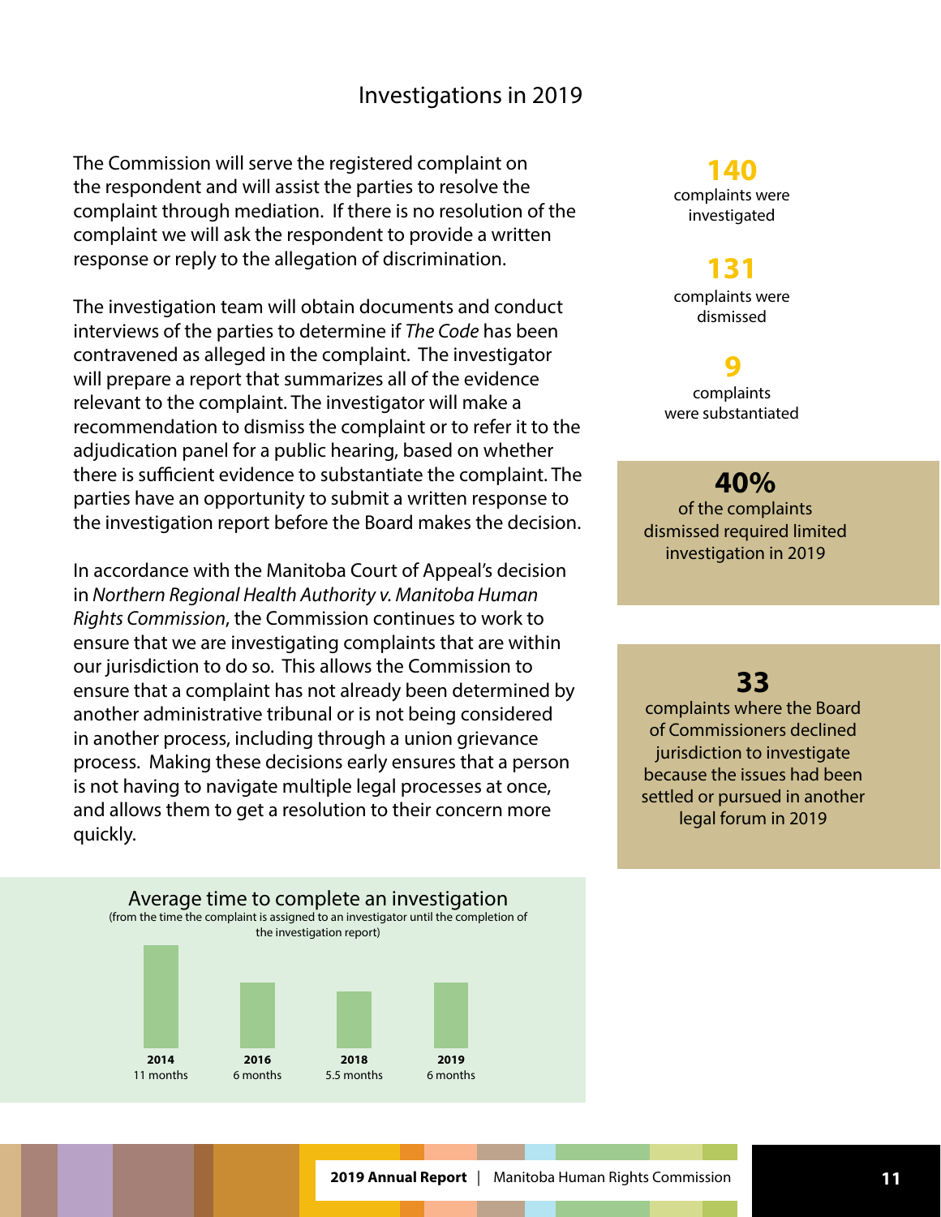## Investigations in 2019

The Commission will serve the registered complaint on the respondent and will assist the parties to resolve the complaint through mediation. If there is no resolution of the complaint we will ask the respondent to provide a written response or reply to the allegation of discrimination.

The investigation team will obtain documents and conduct interviews of the parties to determine if *The Code* has been contravened as alleged in the complaint. The investigator will prepare a report that summarizes all of the evidence relevant to the complaint. The investigator will make a recommendation to dismiss the complaint or to refer it to the adjudication panel for a public hearing, based on whether there is sufficient evidence to substantiate the complaint. The parties have an opportunity to submit a written response to the investigation report before the Board makes the decision.

In accordance with the Manitoba Court of Appeal's decision in *Northern Regional Health Authority v. Manitoba Human Rights Commission*, the Commission continues to work to ensure that we are investigating complaints that are within our jurisdiction to do so. This allows the Commission to ensure that a complaint has not already been determined by another administrative tribunal or is not being considered in another process, including through a union grievance process. Making these decisions early ensures that a person is not having to navigate multiple legal processes at once, and allows them to get a resolution to their concern more quickly.

**140** complaints were investigated

**131** complaints were dismissed

**9** complaints were substantiated

**40%** of the complaints dismissed required limited investigation in 2019

**33** complaints where the Board of Commissioners declined jurisdiction to investigate because the issues had been settled or pursued in another legal forum in 2019

### Average time to complete an investigation

(from the time the complaint is assigned to an investigator until the completion of the investigation report)

| Year | Average time |
|---|---|
| 2014 | 11 months |
| 2016 | 6 months |
| 2018 | 5.5 months |
| 2019 | 6 months |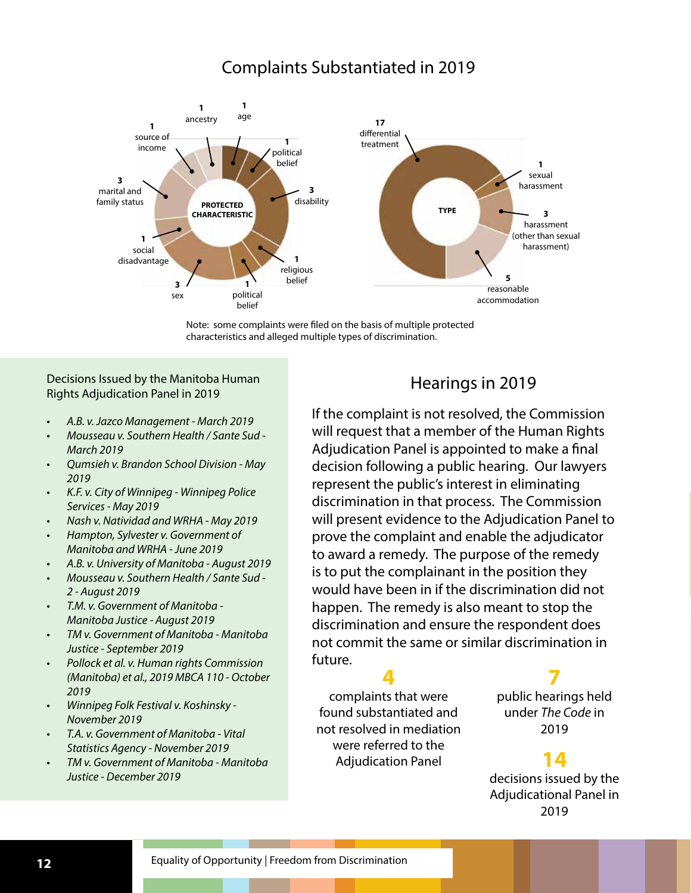## Complaints Substantiated in 2019

**PROTECTED CHARACTERISTIC**

- 1 age
- 1 political belief
- 3 disability
- 1 religious belief
- 1 political belief
- 3 sex
- 1 social disadvantage
- 3 marital and family status
- 1 source of income
- 1 ancestry

**TYPE**

- 17 differential treatment
- 1 sexual harassment
- 3 harassment (other than sexual harassment)
- 5 reasonable accommodation

Note: some complaints were filed on the basis of multiple protected characteristics and alleged multiple types of discrimination.

Decisions Issued by the Manitoba Human Rights Adjudication Panel in 2019

- *A.B. v. Jazco Management - March 2019*
- *Mousseau v. Southern Health / Sante Sud - March 2019*
- *Qumsieh v. Brandon School Division - May 2019*
- *K.F. v. City of Winnipeg - Winnipeg Police Services - May 2019*
- *Nash v. Natividad and WRHA - May 2019*
- *Hampton, Sylvester v. Government of Manitoba and WRHA - June 2019*
- *A.B. v. University of Manitoba - August 2019*
- *Mousseau v. Southern Health / Sante Sud - 2 - August 2019*
- *T.M. v. Government of Manitoba - Manitoba Justice - August 2019*
- *TM v. Government of Manitoba - Manitoba Justice - September 2019*
- *Pollock et al. v. Human rights Commission (Manitoba) et al., 2019 MBCA 110 - October 2019*
- *Winnipeg Folk Festival v. Koshinsky - November 2019*
- *T.A. v. Government of Manitoba - Vital Statistics Agency - November 2019*
- *TM v. Government of Manitoba - Manitoba Justice - December 2019*

## Hearings in 2019

If the complaint is not resolved, the Commission will request that a member of the Human Rights Adjudication Panel is appointed to make a final decision following a public hearing. Our lawyers represent the public's interest in eliminating discrimination in that process. The Commission will present evidence to the Adjudication Panel to prove the complaint and enable the adjudicator to award a remedy. The purpose of the remedy is to put the complainant in the position they would have been in if the discrimination did not happen. The remedy is also meant to stop the discrimination and ensure the respondent does not commit the same or similar discrimination in future.

**4**
complaints that were found substantiated and not resolved in mediation were referred to the Adjudication Panel

**7**
public hearings held under *The Code* in 2019

**14**
decisions issued by the Adjudicational Panel in 2019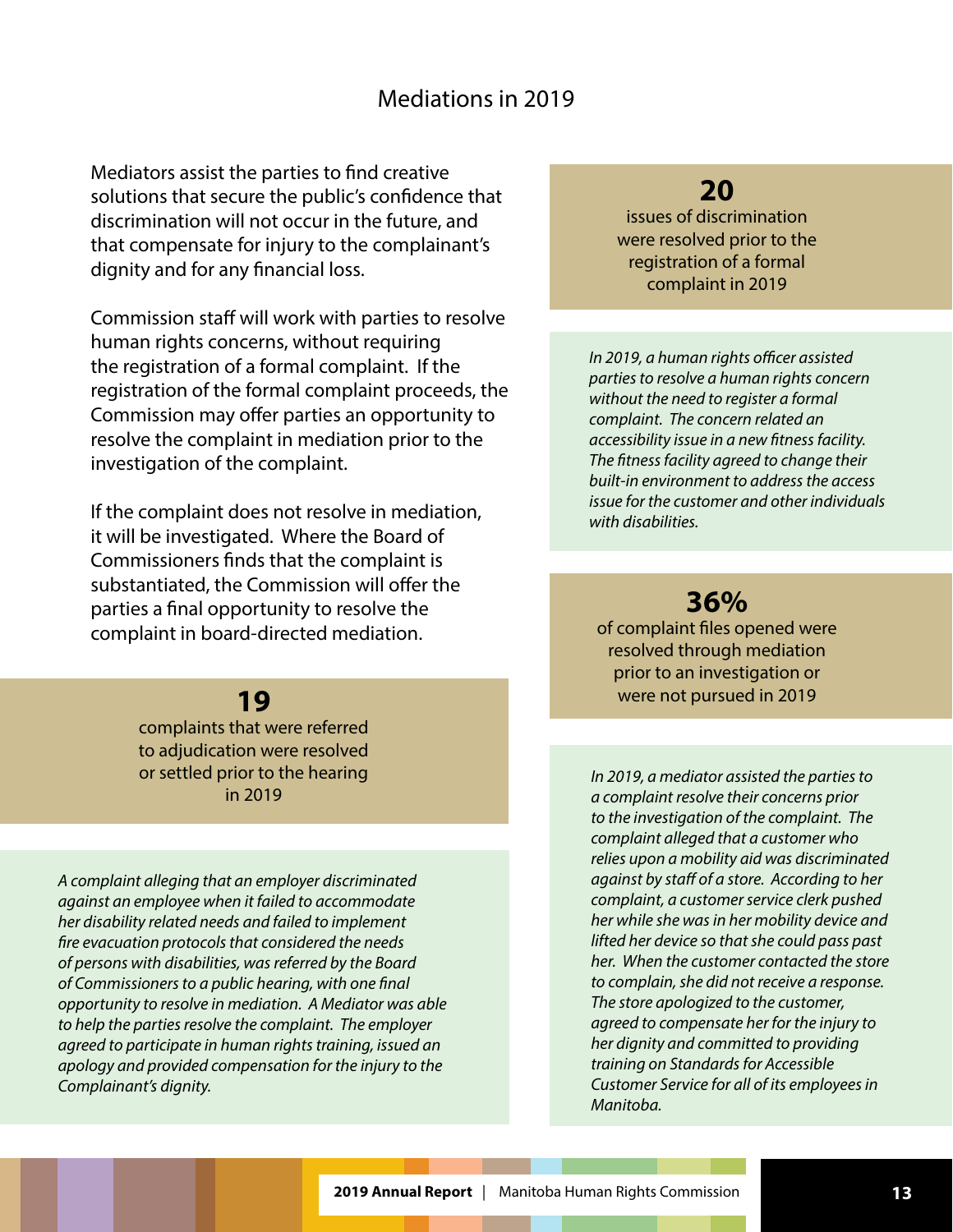## Mediations in 2019

Mediators assist the parties to find creative solutions that secure the public's confidence that discrimination will not occur in the future, and that compensate for injury to the complainant's dignity and for any financial loss.

Commission staff will work with parties to resolve human rights concerns, without requiring the registration of a formal complaint. If the registration of the formal complaint proceeds, the Commission may offer parties an opportunity to resolve the complaint in mediation prior to the investigation of the complaint.

If the complaint does not resolve in mediation, it will be investigated. Where the Board of Commissioners finds that the complaint is substantiated, the Commission will offer the parties a final opportunity to resolve the complaint in board-directed mediation.

**19**
complaints that were referred to adjudication were resolved or settled prior to the hearing in 2019

*A complaint alleging that an employer discriminated against an employee when it failed to accommodate her disability related needs and failed to implement fire evacuation protocols that considered the needs of persons with disabilities, was referred by the Board of Commissioners to a public hearing, with one final opportunity to resolve in mediation. A Mediator was able to help the parties resolve the complaint. The employer agreed to participate in human rights training, issued an apology and provided compensation for the injury to the Complainant's dignity.*

**20**
issues of discrimination were resolved prior to the registration of a formal complaint in 2019

*In 2019, a human rights officer assisted parties to resolve a human rights concern without the need to register a formal complaint. The concern related an accessibility issue in a new fitness facility. The fitness facility agreed to change their built-in environment to address the access issue for the customer and other individuals with disabilities.*

**36%**
of complaint files opened were resolved through mediation prior to an investigation or were not pursued in 2019

*In 2019, a mediator assisted the parties to a complaint resolve their concerns prior to the investigation of the complaint. The complaint alleged that a customer who relies upon a mobility aid was discriminated against by staff of a store. According to her complaint, a customer service clerk pushed her while she was in her mobility device and lifted her device so that she could pass past her. When the customer contacted the store to complain, she did not receive a response. The store apologized to the customer, agreed to compensate her for the injury to her dignity and committed to providing training on Standards for Accessible Customer Service for all of its employees in Manitoba.*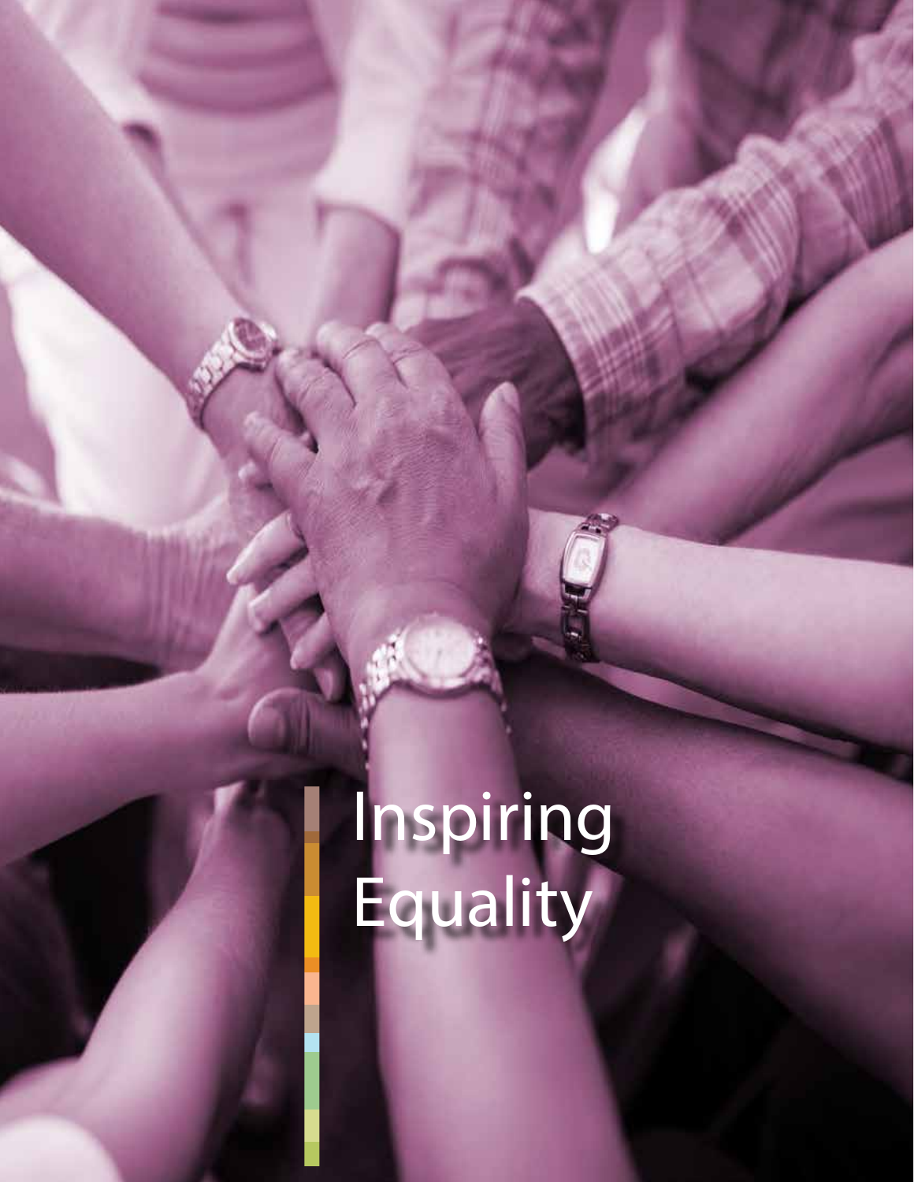# Inspiring Equality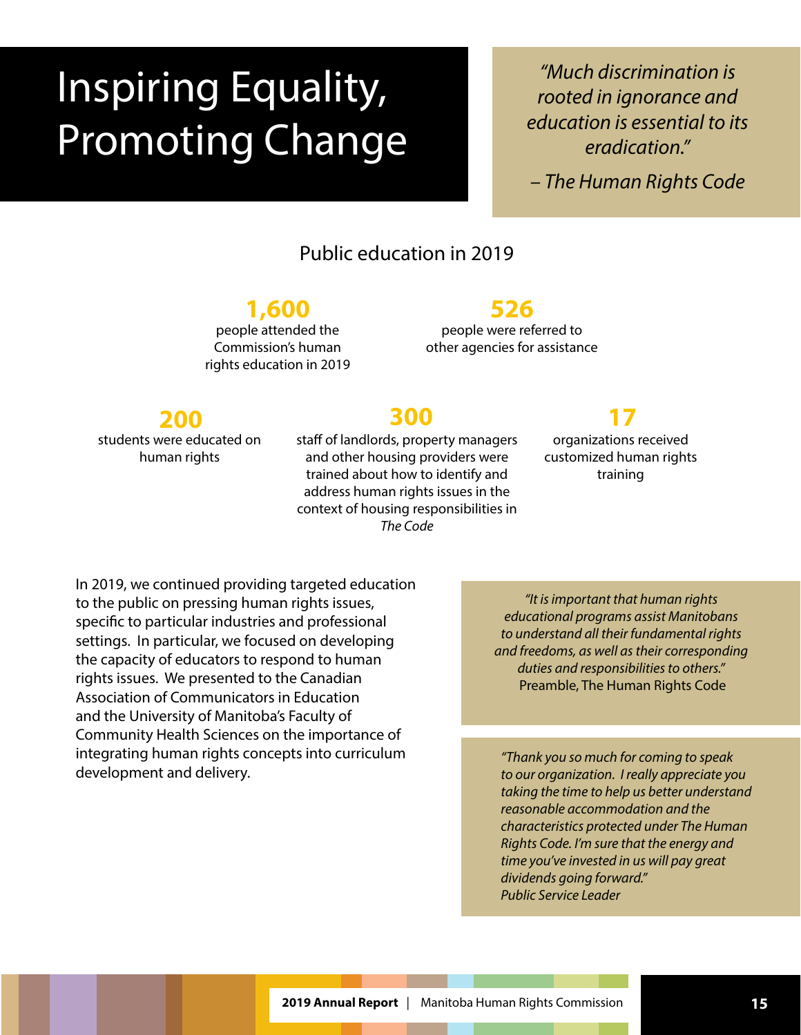# Inspiring Equality, Promoting Change

> *"Much discrimination is rooted in ignorance and education is essential to its eradication."*
>
> *– The Human Rights Code*

## Public education in 2019

**1,600**
people attended the Commission's human rights education in 2019

**526**
people were referred to other agencies for assistance

**200**
students were educated on human rights

**300**
staff of landlords, property managers and other housing providers were trained about how to identify and address human rights issues in the context of housing responsibilities in *The Code*

**17**
organizations received customized human rights training

In 2019, we continued providing targeted education to the public on pressing human rights issues, specific to particular industries and professional settings. In particular, we focused on developing the capacity of educators to respond to human rights issues. We presented to the Canadian Association of Communicators in Education and the University of Manitoba's Faculty of Community Health Sciences on the importance of integrating human rights concepts into curriculum development and delivery.

> *"It is important that human rights educational programs assist Manitobans to understand all their fundamental rights and freedoms, as well as their corresponding duties and responsibilities to others."*
> Preamble, The Human Rights Code

> *"Thank you so much for coming to speak to our organization. I really appreciate you taking the time to help us better understand reasonable accommodation and the characteristics protected under The Human Rights Code. I'm sure that the energy and time you've invested in us will pay great dividends going forward."*
> *Public Service Leader*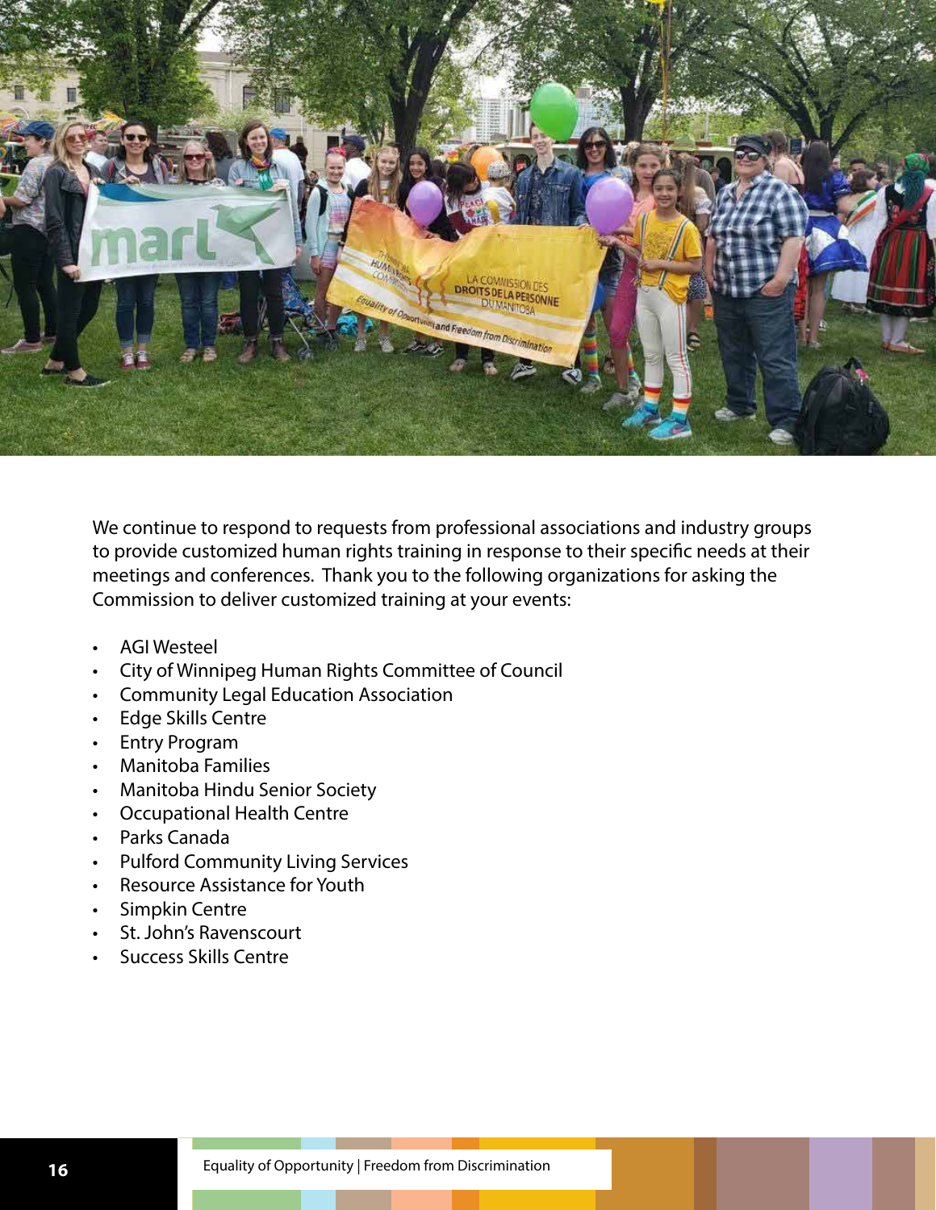We continue to respond to requests from professional associations and industry groups to provide customized human rights training in response to their specific needs at their meetings and conferences. Thank you to the following organizations for asking the Commission to deliver customized training at your events:

- AGI Westeel
- City of Winnipeg Human Rights Committee of Council
- Community Legal Education Association
- Edge Skills Centre
- Entry Program
- Manitoba Families
- Manitoba Hindu Senior Society
- Occupational Health Centre
- Parks Canada
- Pulford Community Living Services
- Resource Assistance for Youth
- Simpkin Centre
- St. John's Ravenscourt
- Success Skills Centre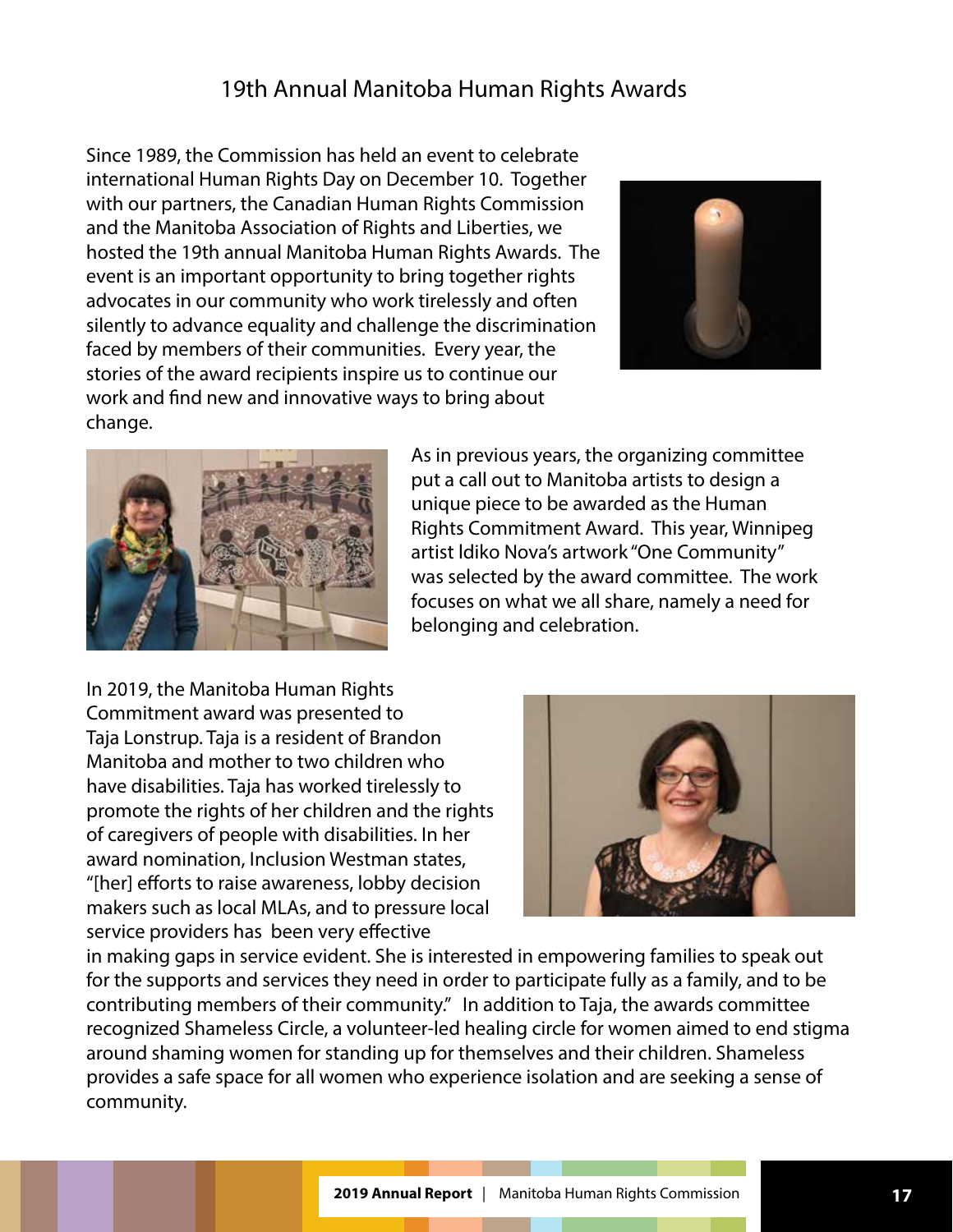# 19th Annual Manitoba Human Rights Awards

Since 1989, the Commission has held an event to celebrate international Human Rights Day on December 10. Together with our partners, the Canadian Human Rights Commission and the Manitoba Association of Rights and Liberties, we hosted the 19th annual Manitoba Human Rights Awards. The event is an important opportunity to bring together rights advocates in our community who work tirelessly and often silently to advance equality and challenge the discrimination faced by members of their communities. Every year, the stories of the award recipients inspire us to continue our work and find new and innovative ways to bring about change.

As in previous years, the organizing committee put a call out to Manitoba artists to design a unique piece to be awarded as the Human Rights Commitment Award. This year, Winnipeg artist Idiko Nova's artwork "One Community" was selected by the award committee. The work focuses on what we all share, namely a need for belonging and celebration.

In 2019, the Manitoba Human Rights Commitment award was presented to Taja Lonstrup. Taja is a resident of Brandon Manitoba and mother to two children who have disabilities. Taja has worked tirelessly to promote the rights of her children and the rights of caregivers of people with disabilities. In her award nomination, Inclusion Westman states, "[her] efforts to raise awareness, lobby decision makers such as local MLAs, and to pressure local service providers has been very effective in making gaps in service evident. She is interested in empowering families to speak out for the supports and services they need in order to participate fully as a family, and to be contributing members of their community." In addition to Taja, the awards committee recognized Shameless Circle, a volunteer-led healing circle for women aimed to end stigma around shaming women for standing up for themselves and their children. Shameless provides a safe space for all women who experience isolation and are seeking a sense of community.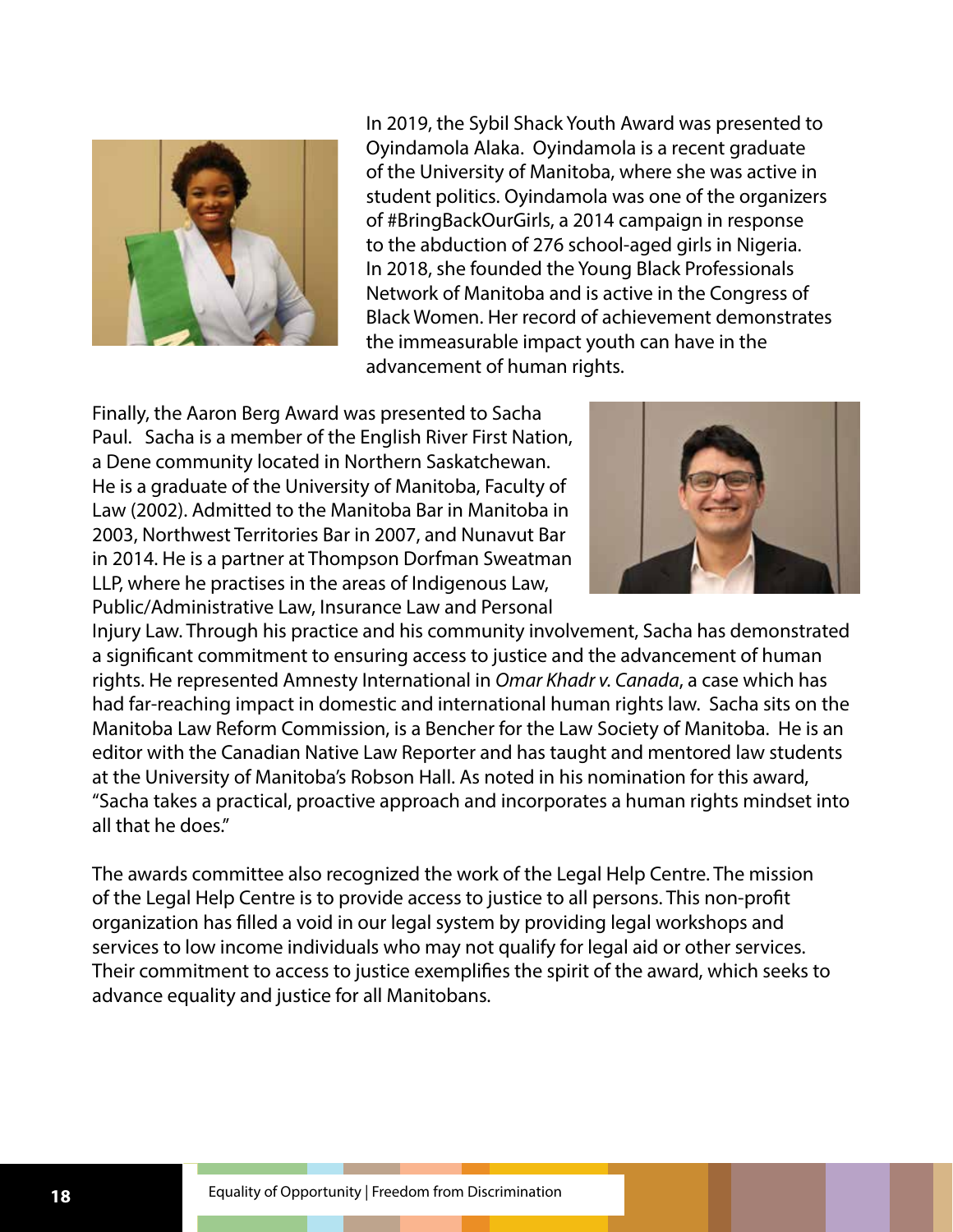In 2019, the Sybil Shack Youth Award was presented to Oyindamola Alaka. Oyindamola is a recent graduate of the University of Manitoba, where she was active in student politics. Oyindamola was one of the organizers of #BringBackOurGirls, a 2014 campaign in response to the abduction of 276 school-aged girls in Nigeria. In 2018, she founded the Young Black Professionals Network of Manitoba and is active in the Congress of Black Women. Her record of achievement demonstrates the immeasurable impact youth can have in the advancement of human rights.

Finally, the Aaron Berg Award was presented to Sacha Paul. Sacha is a member of the English River First Nation, a Dene community located in Northern Saskatchewan. He is a graduate of the University of Manitoba, Faculty of Law (2002). Admitted to the Manitoba Bar in Manitoba in 2003, Northwest Territories Bar in 2007, and Nunavut Bar in 2014. He is a partner at Thompson Dorfman Sweatman LLP, where he practises in the areas of Indigenous Law, Public/Administrative Law, Insurance Law and Personal Injury Law. Through his practice and his community involvement, Sacha has demonstrated a significant commitment to ensuring access to justice and the advancement of human rights. He represented Amnesty International in *Omar Khadr v. Canada*, a case which has had far-reaching impact in domestic and international human rights law. Sacha sits on the Manitoba Law Reform Commission, is a Bencher for the Law Society of Manitoba. He is an editor with the Canadian Native Law Reporter and has taught and mentored law students at the University of Manitoba's Robson Hall. As noted in his nomination for this award, "Sacha takes a practical, proactive approach and incorporates a human rights mindset into all that he does."

The awards committee also recognized the work of the Legal Help Centre. The mission of the Legal Help Centre is to provide access to justice to all persons. This non-profit organization has filled a void in our legal system by providing legal workshops and services to low income individuals who may not qualify for legal aid or other services. Their commitment to access to justice exemplifies the spirit of the award, which seeks to advance equality and justice for all Manitobans.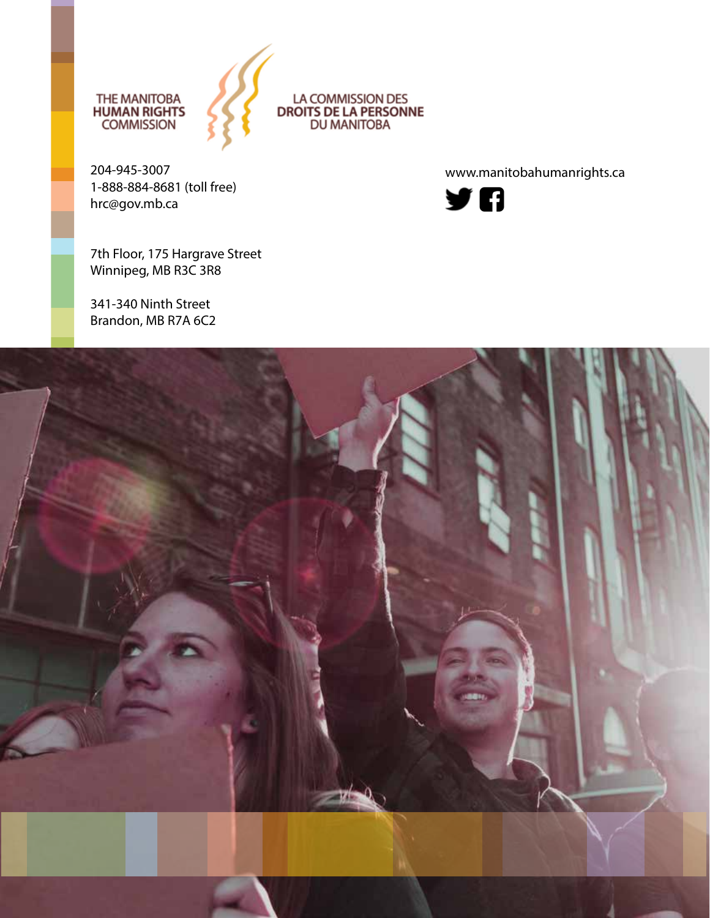THE MANITOBA
**HUMAN RIGHTS**
COMMISSION

LA COMMISSION DES
**DROITS DE LA PERSONNE**
DU MANITOBA

204-945-3007
1-888-884-8681 (toll free)
hrc@gov.mb.ca

7th Floor, 175 Hargrave Street
Winnipeg, MB R3C 3R8

341-340 Ninth Street
Brandon, MB R7A 6C2

www.manitobahumanrights.ca